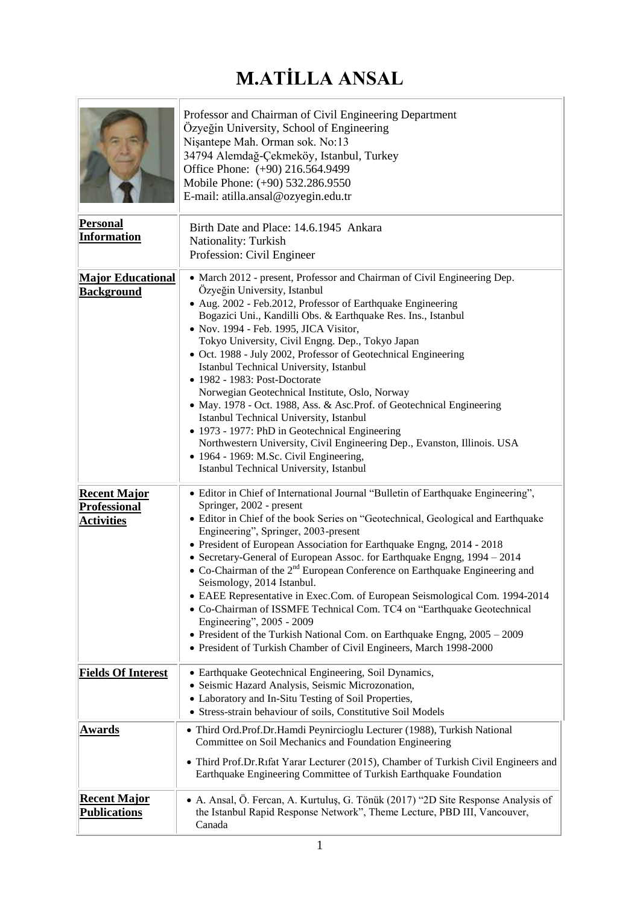# M.ATİLLA ANSAL

| | |
|---|---|
| | Professor and Chairman of Civil Engineering Department<br>Özyeğin University, School of Engineering<br>Nişantepe Mah. Orman sok. No:13<br>34794 Alemdağ-Çekmeköy, Istanbul, Turkey<br>Office Phone: (+90) 216.564.9499<br>Mobile Phone: (+90) 532.286.9550<br>E-mail: atilla.ansal@ozyegin.edu.tr |
| **Personal Information** | Birth Date and Place: 14.6.1945 Ankara<br>Nationality: Turkish<br>Profession: Civil Engineer |
| **Major Educational Background** | • March 2012 - present, Professor and Chairman of Civil Engineering Dep. Özyeğin University, Istanbul<br>• Aug. 2002 - Feb.2012, Professor of Earthquake Engineering Bogazici Uni., Kandilli Obs. & Earthquake Res. Ins., Istanbul<br>• Nov. 1994 - Feb. 1995, JICA Visitor, Tokyo University, Civil Engng. Dep., Tokyo Japan<br>• Oct. 1988 - July 2002, Professor of Geotechnical Engineering Istanbul Technical University, Istanbul<br>• 1982 - 1983: Post-Doctorate Norwegian Geotechnical Institute, Oslo, Norway<br>• May. 1978 - Oct. 1988, Ass. & Asc.Prof. of Geotechnical Engineering Istanbul Technical University, Istanbul<br>• 1973 - 1977: PhD in Geotechnical Engineering Northwestern University, Civil Engineering Dep., Evanston, Illinois. USA<br>• 1964 - 1969: M.Sc. Civil Engineering, Istanbul Technical University, Istanbul |
| **Recent Major Professional Activities** | • Editor in Chief of International Journal "Bulletin of Earthquake Engineering", Springer, 2002 - present<br>• Editor in Chief of the book Series on "Geotechnical, Geological and Earthquake Engineering", Springer, 2003-present<br>• President of European Association for Earthquake Engng, 2014 - 2018<br>• Secretary-General of European Assoc. for Earthquake Engng, 1994 – 2014<br>• Co-Chairman of the 2nd European Conference on Earthquake Engineering and Seismology, 2014 Istanbul.<br>• EAEE Representative in Exec.Com. of European Seismological Com. 1994-2014<br>• Co-Chairman of ISSMFE Technical Com. TC4 on "Earthquake Geotechnical Engineering", 2005 - 2009<br>• President of the Turkish National Com. on Earthquake Engng, 2005 – 2009<br>• President of Turkish Chamber of Civil Engineers, March 1998-2000 |
| **Fields Of Interest** | • Earthquake Geotechnical Engineering, Soil Dynamics,<br>• Seismic Hazard Analysis, Seismic Microzonation,<br>• Laboratory and In-Situ Testing of Soil Properties,<br>• Stress-strain behaviour of soils, Constitutive Soil Models |
| **Awards** | • Third Ord.Prof.Dr.Hamdi Peynircioglu Lecturer (1988), Turkish National Committee on Soil Mechanics and Foundation Engineering<br>• Third Prof.Dr.Rıfat Yarar Lecturer (2015), Chamber of Turkish Civil Engineers and Earthquake Engineering Committee of Turkish Earthquake Foundation |
| **Recent Major Publications** | • A. Ansal, Ö. Fercan, A. Kurtuluş, G. Tönük (2017) "2D Site Response Analysis of the Istanbul Rapid Response Network", Theme Lecture, PBD III, Vancouver, Canada |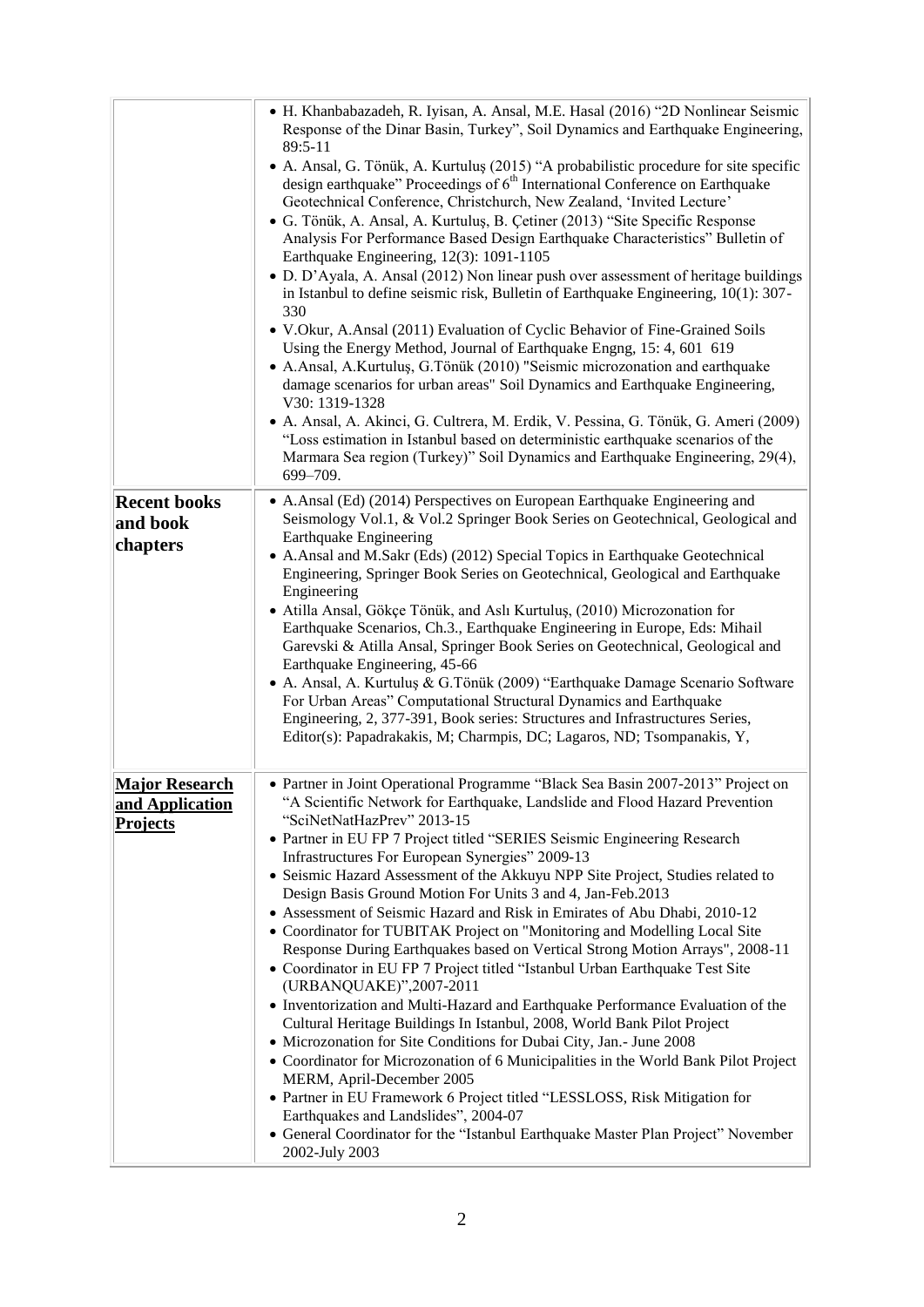| | |
|---|---|
| | • H. Khanbabazadeh, R. Iyisan, A. Ansal, M.E. Hasal (2016) "2D Nonlinear Seismic Response of the Dinar Basin, Turkey", Soil Dynamics and Earthquake Engineering, 89:5-11<br>• A. Ansal, G. Tönük, A. Kurtuluş (2015) "A probabilistic procedure for site specific design earthquake" Proceedings of 6th International Conference on Earthquake Geotechnical Conference, Christchurch, New Zealand, 'Invited Lecture'<br>• G. Tönük, A. Ansal, A. Kurtuluş, B. Çetiner (2013) "Site Specific Response Analysis For Performance Based Design Earthquake Characteristics" Bulletin of Earthquake Engineering, 12(3): 1091-1105<br>• D. D'Ayala, A. Ansal (2012) Non linear push over assessment of heritage buildings in Istanbul to define seismic risk, Bulletin of Earthquake Engineering, 10(1): 307-330<br>• V.Okur, A.Ansal (2011) Evaluation of Cyclic Behavior of Fine-Grained Soils Using the Energy Method, Journal of Earthquake Engng, 15: 4, 601 619<br>• A.Ansal, A.Kurtuluş, G.Tönük (2010) "Seismic microzonation and earthquake damage scenarios for urban areas" Soil Dynamics and Earthquake Engineering, V30: 1319-1328<br>• A. Ansal, A. Akinci, G. Cultrera, M. Erdik, V. Pessina, G. Tönük, G. Ameri (2009) "Loss estimation in Istanbul based on deterministic earthquake scenarios of the Marmara Sea region (Turkey)" Soil Dynamics and Earthquake Engineering, 29(4), 699–709. |
| **Recent books and book chapters** | • A.Ansal (Ed) (2014) Perspectives on European Earthquake Engineering and Seismology Vol.1, & Vol.2 Springer Book Series on Geotechnical, Geological and Earthquake Engineering<br>• A.Ansal and M.Sakr (Eds) (2012) Special Topics in Earthquake Geotechnical Engineering, Springer Book Series on Geotechnical, Geological and Earthquake Engineering<br>• Atilla Ansal, Gökçe Tönük, and Aslı Kurtuluş, (2010) Microzonation for Earthquake Scenarios, Ch.3., Earthquake Engineering in Europe, Eds: Mihail Garevski & Atilla Ansal, Springer Book Series on Geotechnical, Geological and Earthquake Engineering, 45-66<br>• A. Ansal, A. Kurtuluş & G.Tönük (2009) "Earthquake Damage Scenario Software For Urban Areas" Computational Structural Dynamics and Earthquake Engineering, 2, 377-391, Book series: Structures and Infrastructures Series, Editor(s): Papadrakakis, M; Charmpis, DC; Lagaros, ND; Tsompanakis, Y, |
| **Major Research and Application Projects** | • Partner in Joint Operational Programme "Black Sea Basin 2007-2013" Project on "A Scientific Network for Earthquake, Landslide and Flood Hazard Prevention "SciNetNatHazPrev" 2013-15<br>• Partner in EU FP 7 Project titled "SERIES Seismic Engineering Research Infrastructures For European Synergies" 2009-13<br>• Seismic Hazard Assessment of the Akkuyu NPP Site Project, Studies related to Design Basis Ground Motion For Units 3 and 4, Jan-Feb.2013<br>• Assessment of Seismic Hazard and Risk in Emirates of Abu Dhabi, 2010-12<br>• Coordinator for TUBITAK Project on "Monitoring and Modelling Local Site Response During Earthquakes based on Vertical Strong Motion Arrays", 2008-11<br>• Coordinator in EU FP 7 Project titled "Istanbul Urban Earthquake Test Site (URBANQUAKE)",2007-2011<br>• Inventorization and Multi-Hazard and Earthquake Performance Evaluation of the Cultural Heritage Buildings In Istanbul, 2008, World Bank Pilot Project<br>• Microzonation for Site Conditions for Dubai City, Jan.- June 2008<br>• Coordinator for Microzonation of 6 Municipalities in the World Bank Pilot Project MERM, April-December 2005<br>• Partner in EU Framework 6 Project titled "LESSLOSS, Risk Mitigation for Earthquakes and Landslides", 2004-07<br>• General Coordinator for the "Istanbul Earthquake Master Plan Project" November 2002-July 2003 |